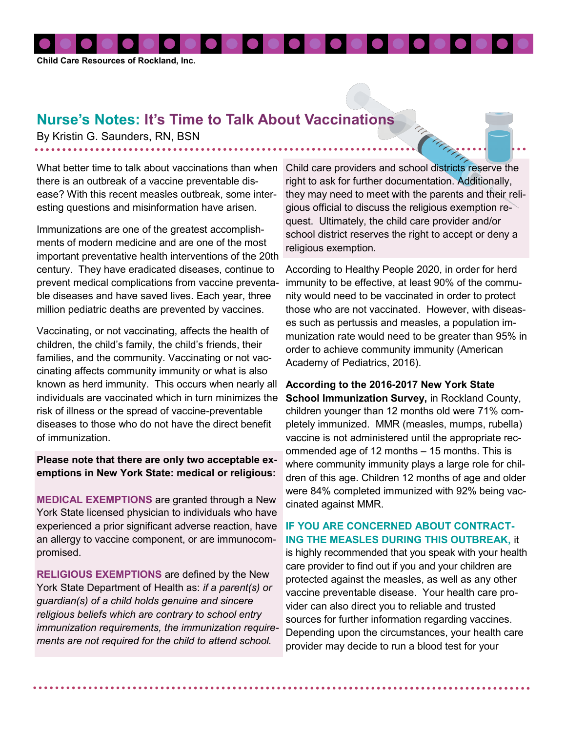Child Care Resources of Rockland, Inc.

## Nurse's Notes: It's Time to Talk About Vaccinations

By Kristin G. Saunders, RN, BSN

What better time to talk about vaccinations than when there is an outbreak of a vaccine preventable disease? With this recent measles outbreak, some interesting questions and misinformation have arisen.

Immunizations are one of the greatest accomplishments of modern medicine and are one of the most important preventative health interventions of the 20th century. They have eradicated diseases, continue to prevent medical complications from vaccine preventable diseases and have saved lives. Each year, three million pediatric deaths are prevented by vaccines.

Vaccinating, or not vaccinating, affects the health of children, the child's family, the child's friends, their families, and the community. Vaccinating or not vaccinating affects community immunity or what is also known as herd immunity. This occurs when nearly all individuals are vaccinated which in turn minimizes the risk of illness or the spread of vaccine-preventable diseases to those who do not have the direct benefit of immunization.

**Please note that there are only two acceptable exemptions in New York State: medical or religious:**

**MEDICAL EXEMPTIONS** are granted through a New York State licensed physician to individuals who have experienced a prior significant adverse reaction, have an allergy to vaccine component, or are immunocompromised.

**RELIGIOUS EXEMPTIONS** are defined by the New York State Department of Health as: *if a parent(s) or guardian(s) of a child holds genuine and sincere religious beliefs which are contrary to school entry immunization requirements, the immunization requirements are not required for the child to attend school.* Child care providers and school districts reserve the right to ask for further documentation. Additionally, they may need to meet with the parents and their religious official to discuss the religious exemption request. Ultimately, the child care provider and/or school district reserves the right to accept or deny a religious exemption.

According to Healthy People 2020, in order for herd immunity to be effective, at least 90% of the community would need to be vaccinated in order to protect those who are not vaccinated. However, with diseases such as pertussis and measles, a population immunization rate would need to be greater than 95% in order to achieve community immunity (American Academy of Pediatrics, 2016).

**According to the 2016-2017 New York State School Immunization Survey,** in Rockland County, children younger than 12 months old were 71% completely immunized. MMR (measles, mumps, rubella) vaccine is not administered until the appropriate recommended age of 12 months – 15 months. This is where community immunity plays a large role for children of this age. Children 12 months of age and older were 84% completed immunized with 92% being vaccinated against MMR.

**IF YOU ARE CONCERNED ABOUT CONTRACTING THE MEASLES DURING THIS OUTBREAK,** it is highly recommended that you speak with your health care provider to find out if you and your children are protected against the measles, as well as any other vaccine preventable disease. Your health care provider can also direct you to reliable and trusted sources for further information regarding vaccines. Depending upon the circumstances, your health care provider may decide to run a blood test for your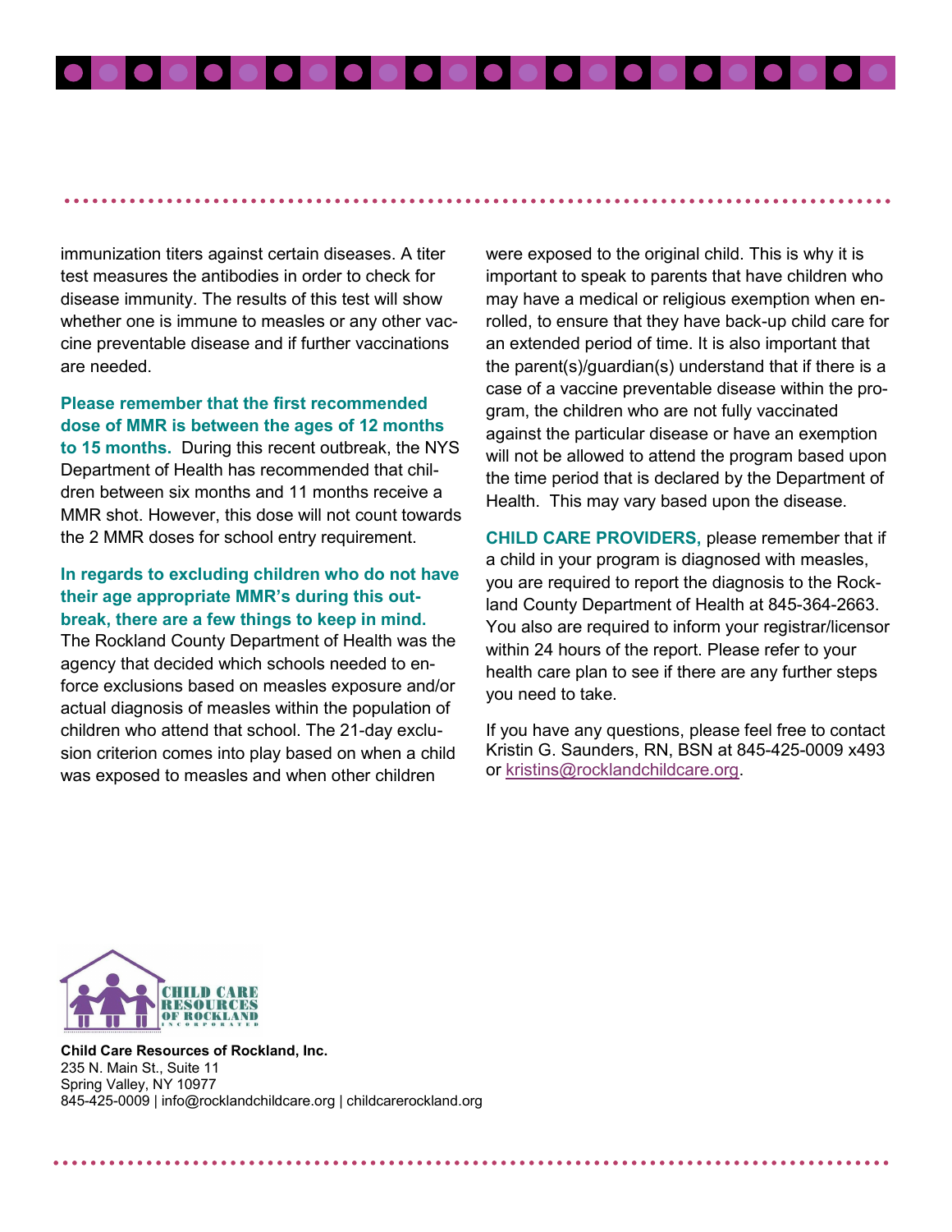immunization titers against certain diseases. A titer test measures the antibodies in order to check for disease immunity. The results of this test will show whether one is immune to measles or any other vaccine preventable disease and if further vaccinations are needed.

**Please remember that the first recommended dose of MMR is between the ages of 12 months to 15 months.** During this recent outbreak, the NYS Department of Health has recommended that children between six months and 11 months receive a MMR shot. However, this dose will not count towards the 2 MMR doses for school entry requirement.

**In regards to excluding children who do not have their age appropriate MMR's during this outbreak, there are a few things to keep in mind.** The Rockland County Department of Health was the agency that decided which schools needed to enforce exclusions based on measles exposure and/or actual diagnosis of measles within the population of children who attend that school. The 21-day exclusion criterion comes into play based on when a child was exposed to measles and when other children were exposed to the original child. This is why it is important to speak to parents that have children who may have a medical or religious exemption when enrolled, to ensure that they have back-up child care for an extended period of time. It is also important that the parent(s)/guardian(s) understand that if there is a case of a vaccine preventable disease within the program, the children who are not fully vaccinated against the particular disease or have an exemption will not be allowed to attend the program based upon the time period that is declared by the Department of Health. This may vary based upon the disease.

**CHILD CARE PROVIDERS,** please remember that if a child in your program is diagnosed with measles, you are required to report the diagnosis to the Rockland County Department of Health at 845-364-2663. You also are required to inform your registrar/licensor within 24 hours of the report. Please refer to your health care plan to see if there are any further steps you need to take.

If you have any questions, please feel free to contact Kristin G. Saunders, RN, BSN at 845-425-0009 x493 or kristins@rocklandchildcare.org.

CHILD CARE RESOURCES OF ROCKLAND INCORPORATED

**Child Care Resources of Rockland, Inc.**
235 N. Main St., Suite 11
Spring Valley, NY 10977
845-425-0009 | info@rocklandchildcare.org | childcarerockland.org